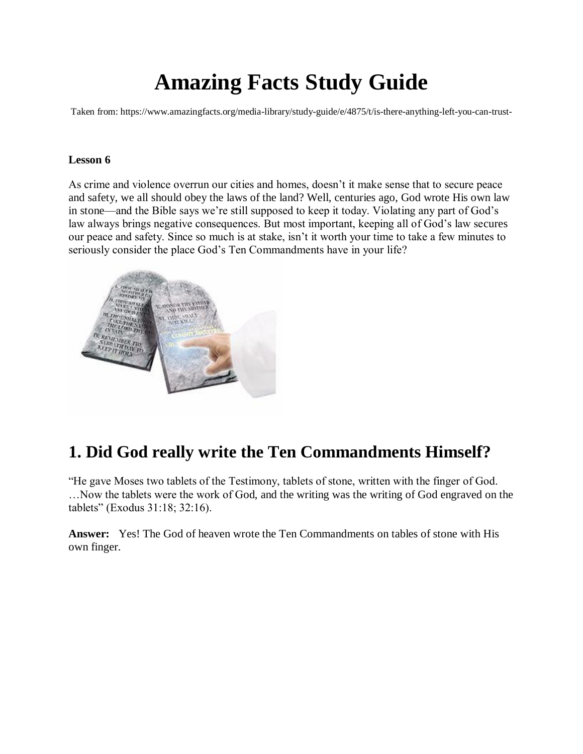# Amazing Facts Study Guide

Taken from: https://www.amazingfacts.org/media-library/study-guide/e/4875/t/is-there-anything-left-you-can-trust-

**Lesson 6**

As crime and violence overrun our cities and homes, doesn't it make sense that to secure peace and safety, we all should obey the laws of the land? Well, centuries ago, God wrote His own law in stone—and the Bible says we're still supposed to keep it today. Violating any part of God's law always brings negative consequences. But most important, keeping all of God's law secures our peace and safety. Since so much is at stake, isn't it worth your time to take a few minutes to seriously consider the place God's Ten Commandments have in your life?

## 1. Did God really write the Ten Commandments Himself?

"He gave Moses two tablets of the Testimony, tablets of stone, written with the finger of God. …Now the tablets were the work of God, and the writing was the writing of God engraved on the tablets" (Exodus 31:18; 32:16).

**Answer:** Yes! The God of heaven wrote the Ten Commandments on tables of stone with His own finger.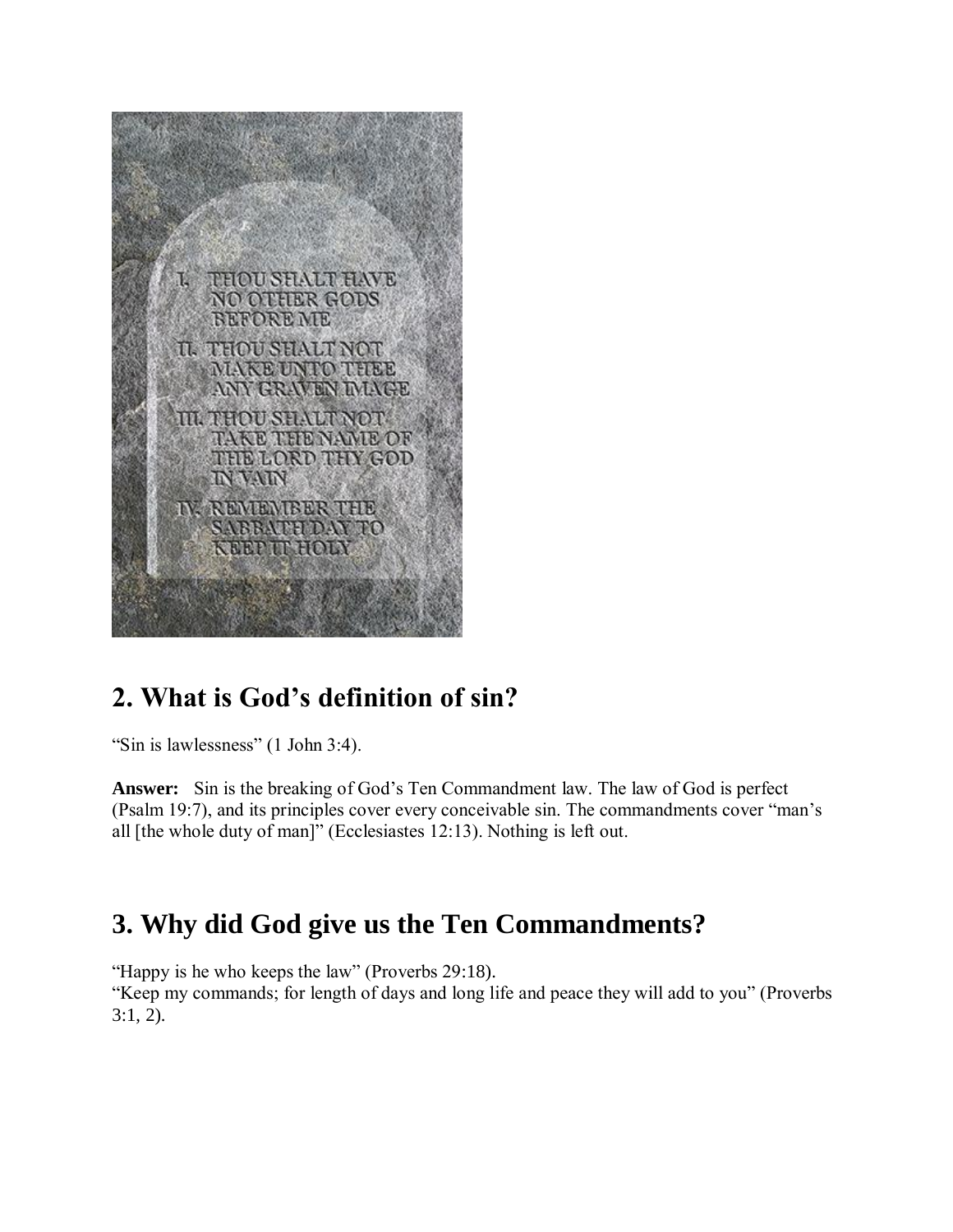## 2. What is God's definition of sin?

"Sin is lawlessness" (1 John 3:4).

**Answer:** Sin is the breaking of God's Ten Commandment law. The law of God is perfect (Psalm 19:7), and its principles cover every conceivable sin. The commandments cover "man's all [the whole duty of man]" (Ecclesiastes 12:13). Nothing is left out.

## 3. Why did God give us the Ten Commandments?

"Happy is he who keeps the law" (Proverbs 29:18).
"Keep my commands; for length of days and long life and peace they will add to you" (Proverbs 3:1, 2).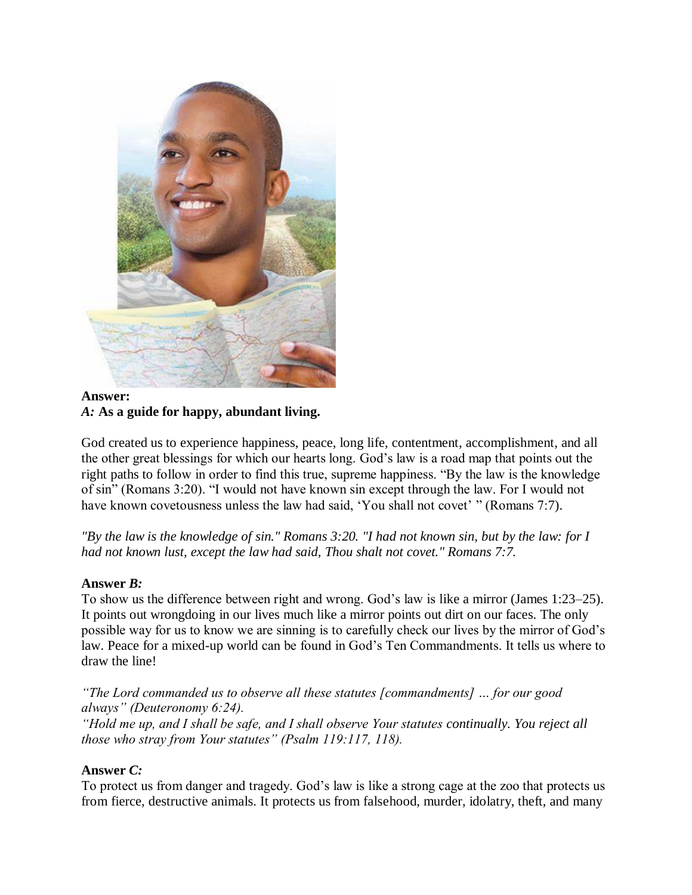**Answer:**
***A:* As a guide for happy, abundant living.**

God created us to experience happiness, peace, long life, contentment, accomplishment, and all the other great blessings for which our hearts long. God's law is a road map that points out the right paths to follow in order to find this true, supreme happiness. "By the law is the knowledge of sin" (Romans 3:20). "I would not have known sin except through the law. For I would not have known covetousness unless the law had said, 'You shall not covet' " (Romans 7:7).

*"By the law is the knowledge of sin." Romans 3:20. "I had not known sin, but by the law: for I had not known lust, except the law had said, Thou shalt not covet." Romans 7:7.*

**Answer *B:***
To show us the difference between right and wrong. God's law is like a mirror (James 1:23–25). It points out wrongdoing in our lives much like a mirror points out dirt on our faces. The only possible way for us to know we are sinning is to carefully check our lives by the mirror of God's law. Peace for a mixed-up world can be found in God's Ten Commandments. It tells us where to draw the line!

*"The Lord commanded us to observe all these statutes [commandments] … for our good always" (Deuteronomy 6:24).*
*"Hold me up, and I shall be safe, and I shall observe Your statutes continually. You reject all those who stray from Your statutes" (Psalm 119:117, 118).*

**Answer *C:***
To protect us from danger and tragedy. God's law is like a strong cage at the zoo that protects us from fierce, destructive animals. It protects us from falsehood, murder, idolatry, theft, and many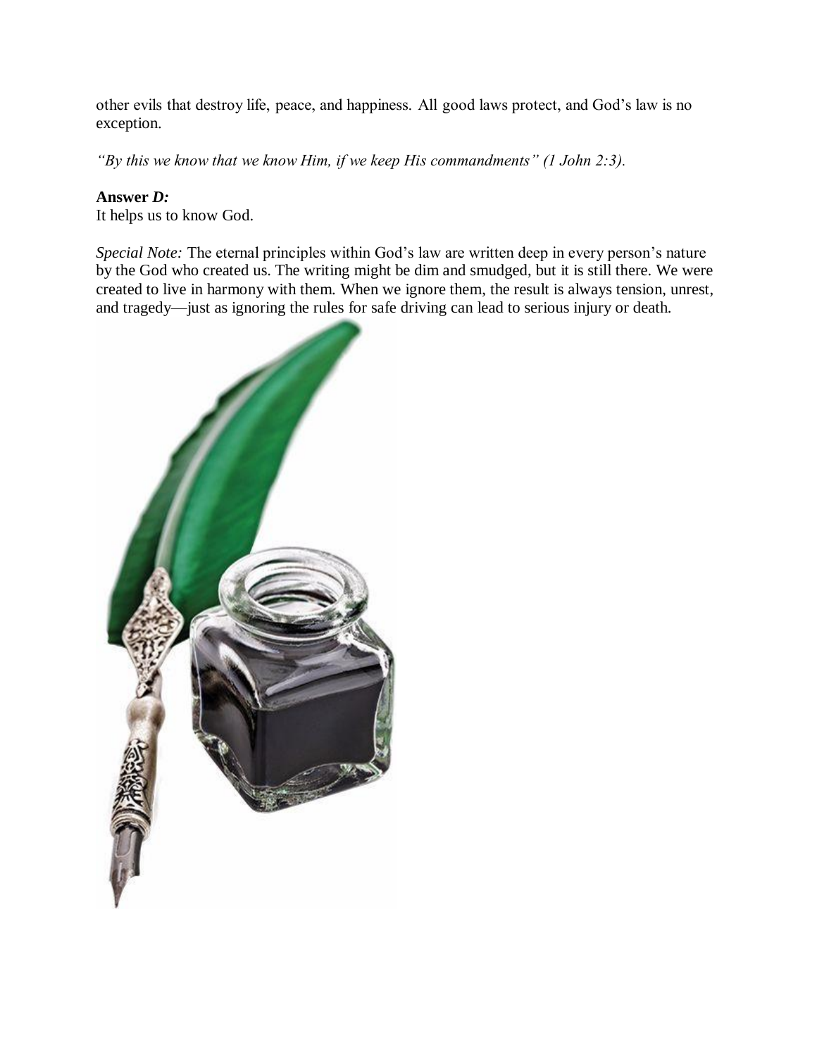other evils that destroy life, peace, and happiness. All good laws protect, and God's law is no exception.

*"By this we know that we know Him, if we keep His commandments" (1 John 2:3).*

**Answer *D:***
It helps us to know God.

*Special Note:* The eternal principles within God's law are written deep in every person's nature by the God who created us. The writing might be dim and smudged, but it is still there. We were created to live in harmony with them. When we ignore them, the result is always tension, unrest, and tragedy—just as ignoring the rules for safe driving can lead to serious injury or death.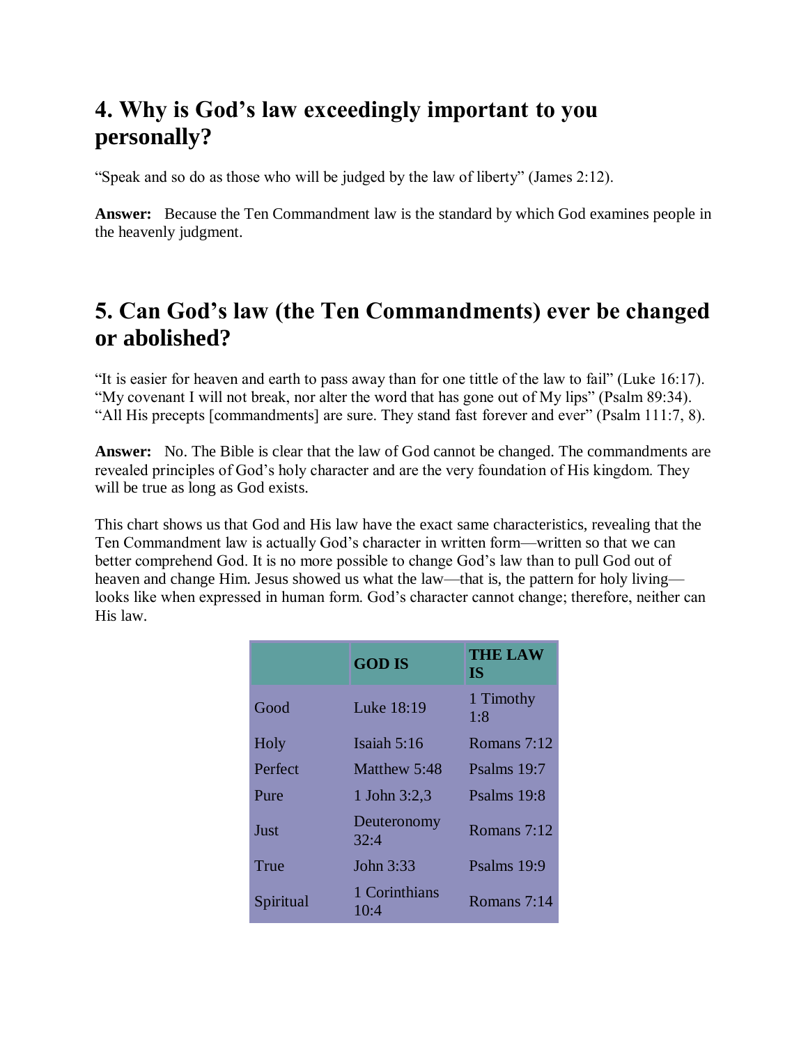## 4. Why is God's law exceedingly important to you personally?

"Speak and so do as those who will be judged by the law of liberty" (James 2:12).

**Answer:** Because the Ten Commandment law is the standard by which God examines people in the heavenly judgment.

## 5. Can God's law (the Ten Commandments) ever be changed or abolished?

"It is easier for heaven and earth to pass away than for one tittle of the law to fail" (Luke 16:17). "My covenant I will not break, nor alter the word that has gone out of My lips" (Psalm 89:34). "All His precepts [commandments] are sure. They stand fast forever and ever" (Psalm 111:7, 8).

**Answer:** No. The Bible is clear that the law of God cannot be changed. The commandments are revealed principles of God's holy character and are the very foundation of His kingdom. They will be true as long as God exists.

This chart shows us that God and His law have the exact same characteristics, revealing that the Ten Commandment law is actually God's character in written form—written so that we can better comprehend God. It is no more possible to change God's law than to pull God out of heaven and change Him. Jesus showed us what the law—that is, the pattern for holy living—looks like when expressed in human form. God's character cannot change; therefore, neither can His law.

| | GOD IS | THE LAW IS |
|---|---|---|
| Good | Luke 18:19 | 1 Timothy 1:8 |
| Holy | Isaiah 5:16 | Romans 7:12 |
| Perfect | Matthew 5:48 | Psalms 19:7 |
| Pure | 1 John 3:2,3 | Psalms 19:8 |
| Just | Deuteronomy 32:4 | Romans 7:12 |
| True | John 3:33 | Psalms 19:9 |
| Spiritual | 1 Corinthians 10:4 | Romans 7:14 |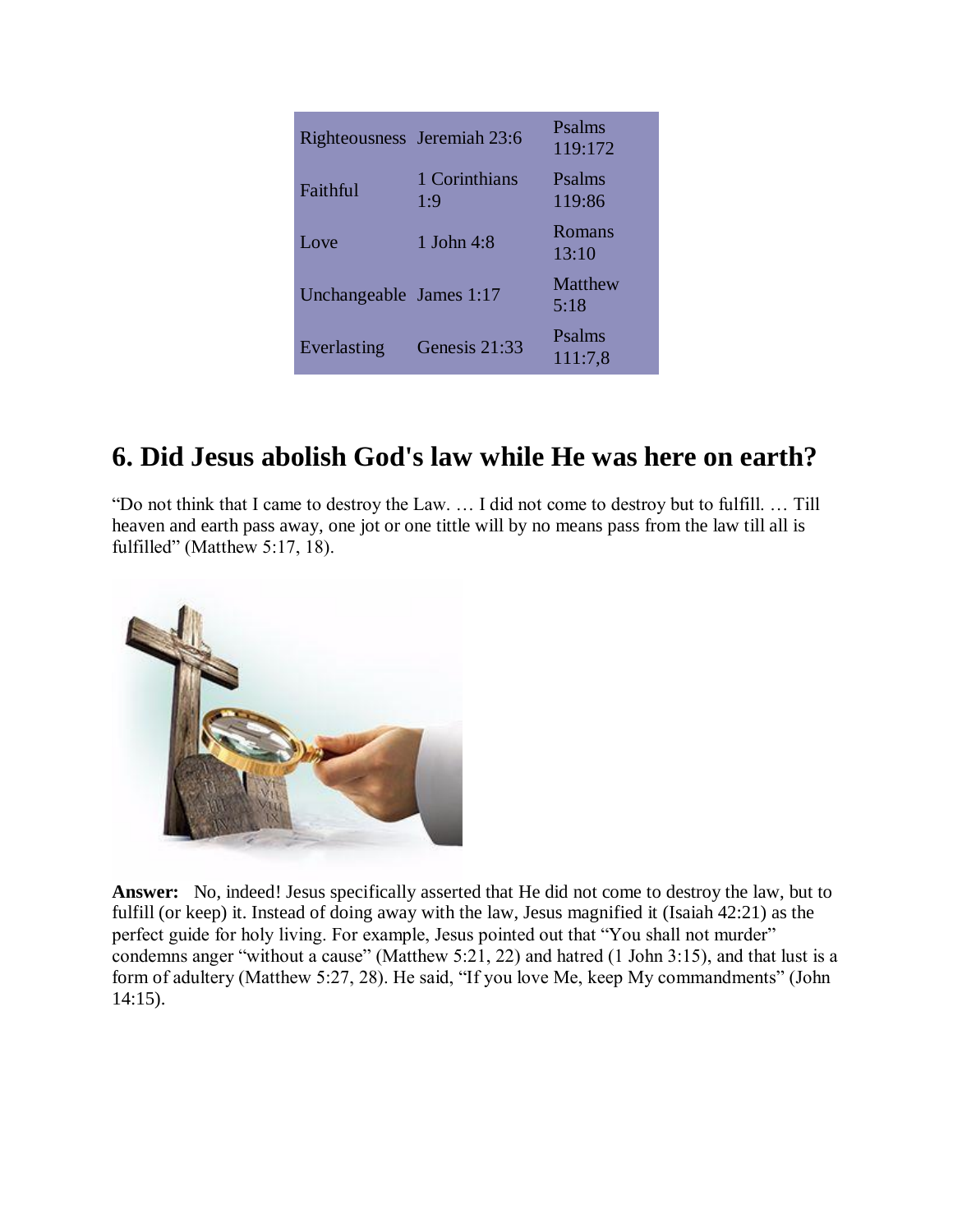| Righteousness | Jeremiah 23:6 | Psalms 119:172 |
| --- | --- | --- |
| Faithful | 1 Corinthians 1:9 | Psalms 119:86 |
| Love | 1 John 4:8 | Romans 13:10 |
| Unchangeable | James 1:17 | Matthew 5:18 |
| Everlasting | Genesis 21:33 | Psalms 111:7,8 |

## 6. Did Jesus abolish God's law while He was here on earth?

"Do not think that I came to destroy the Law. … I did not come to destroy but to fulfill. … Till heaven and earth pass away, one jot or one tittle will by no means pass from the law till all is fulfilled" (Matthew 5:17, 18).

**Answer:** No, indeed! Jesus specifically asserted that He did not come to destroy the law, but to fulfill (or keep) it. Instead of doing away with the law, Jesus magnified it (Isaiah 42:21) as the perfect guide for holy living. For example, Jesus pointed out that "You shall not murder" condemns anger "without a cause" (Matthew 5:21, 22) and hatred (1 John 3:15), and that lust is a form of adultery (Matthew 5:27, 28). He said, "If you love Me, keep My commandments" (John 14:15).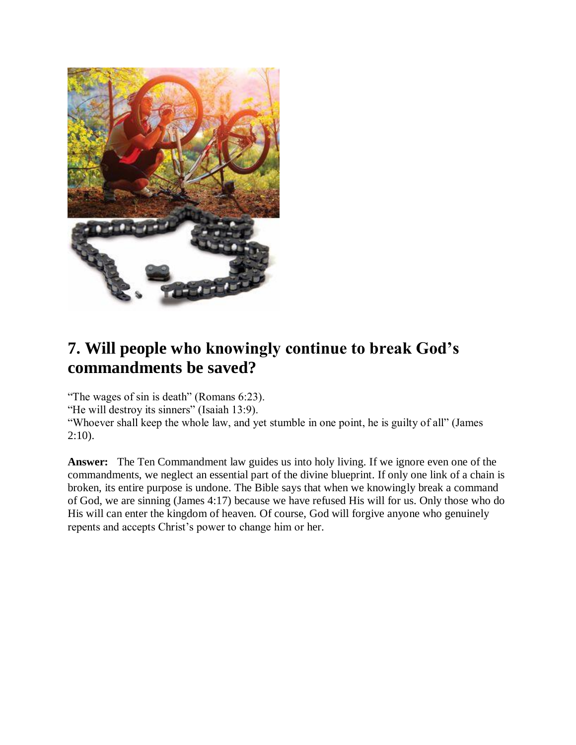## 7. Will people who knowingly continue to break God's commandments be saved?

"The wages of sin is death" (Romans 6:23).
"He will destroy its sinners" (Isaiah 13:9).
"Whoever shall keep the whole law, and yet stumble in one point, he is guilty of all" (James 2:10).

**Answer:** The Ten Commandment law guides us into holy living. If we ignore even one of the commandments, we neglect an essential part of the divine blueprint. If only one link of a chain is broken, its entire purpose is undone. The Bible says that when we knowingly break a command of God, we are sinning (James 4:17) because we have refused His will for us. Only those who do His will can enter the kingdom of heaven. Of course, God will forgive anyone who genuinely repents and accepts Christ's power to change him or her.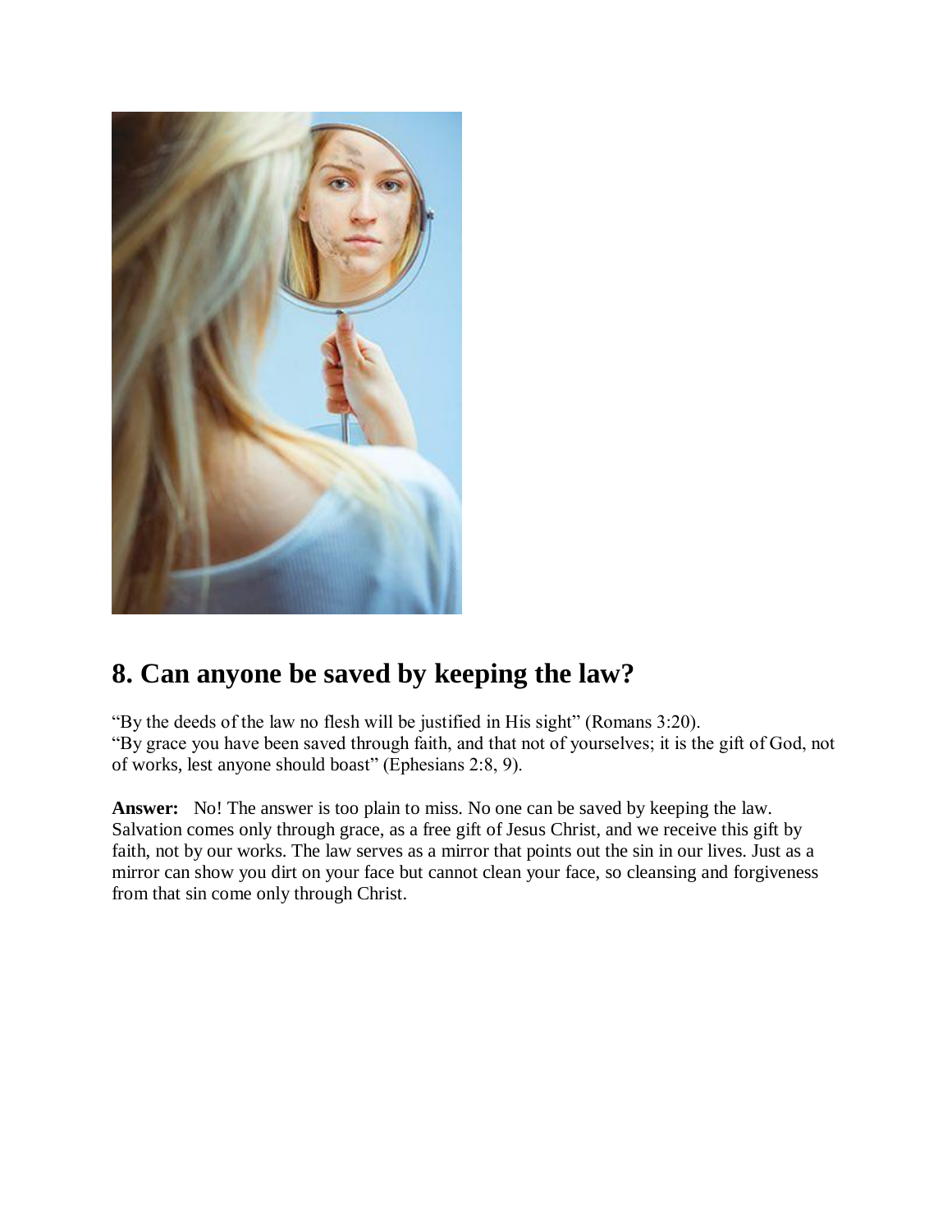## 8. Can anyone be saved by keeping the law?

"By the deeds of the law no flesh will be justified in His sight" (Romans 3:20).
"By grace you have been saved through faith, and that not of yourselves; it is the gift of God, not of works, lest anyone should boast" (Ephesians 2:8, 9).

**Answer:** No! The answer is too plain to miss. No one can be saved by keeping the law. Salvation comes only through grace, as a free gift of Jesus Christ, and we receive this gift by faith, not by our works. The law serves as a mirror that points out the sin in our lives. Just as a mirror can show you dirt on your face but cannot clean your face, so cleansing and forgiveness from that sin come only through Christ.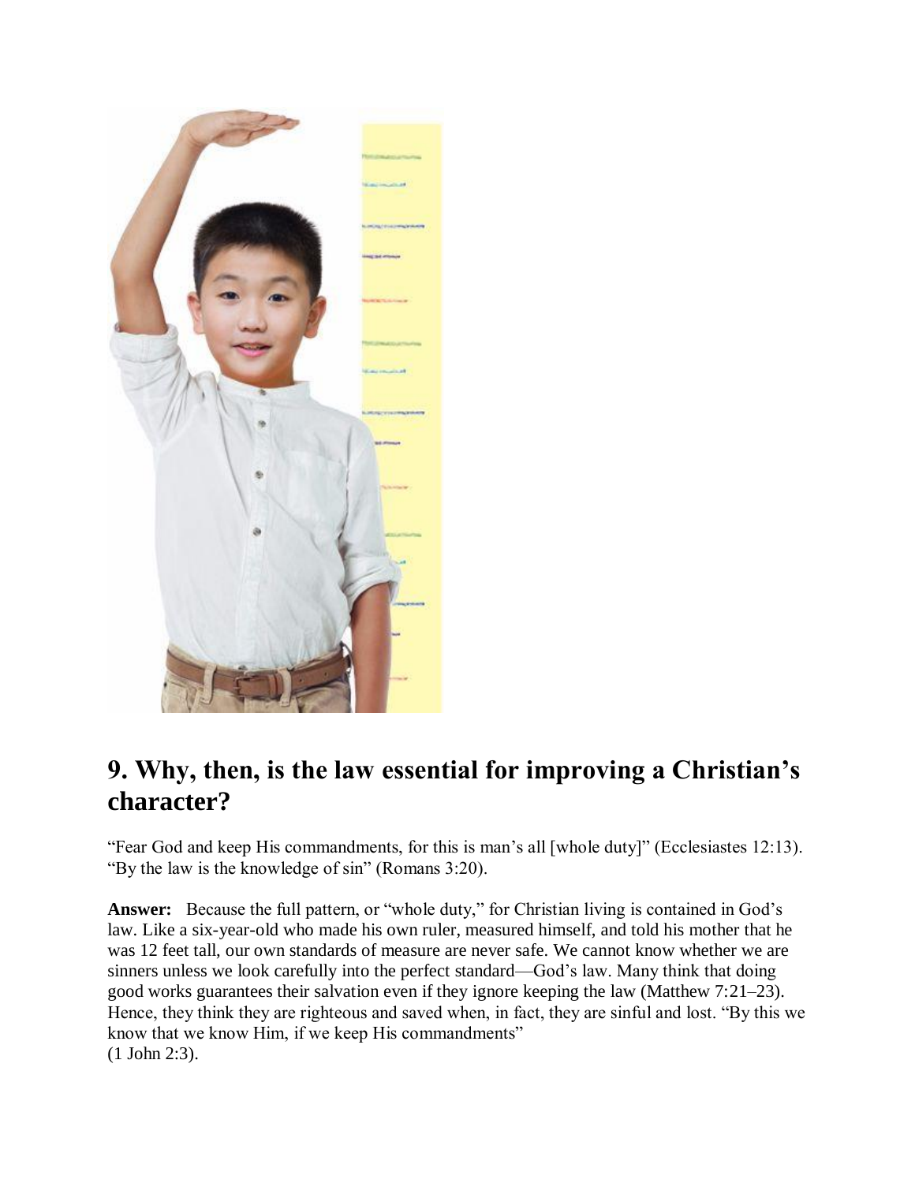## 9. Why, then, is the law essential for improving a Christian's character?

"Fear God and keep His commandments, for this is man's all [whole duty]" (Ecclesiastes 12:13). "By the law is the knowledge of sin" (Romans 3:20).

**Answer:** Because the full pattern, or "whole duty," for Christian living is contained in God's law. Like a six-year-old who made his own ruler, measured himself, and told his mother that he was 12 feet tall, our own standards of measure are never safe. We cannot know whether we are sinners unless we look carefully into the perfect standard—God's law. Many think that doing good works guarantees their salvation even if they ignore keeping the law (Matthew 7:21–23). Hence, they think they are righteous and saved when, in fact, they are sinful and lost. "By this we know that we know Him, if we keep His commandments" (1 John 2:3).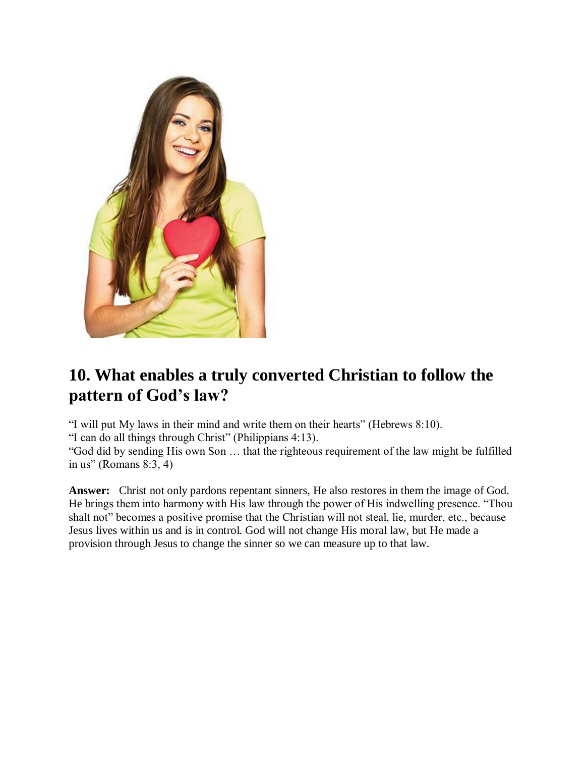## 10. What enables a truly converted Christian to follow the pattern of God's law?

"I will put My laws in their mind and write them on their hearts" (Hebrews 8:10).
"I can do all things through Christ" (Philippians 4:13).
"God did by sending His own Son … that the righteous requirement of the law might be fulfilled in us" (Romans 8:3, 4)

**Answer:** Christ not only pardons repentant sinners, He also restores in them the image of God. He brings them into harmony with His law through the power of His indwelling presence. "Thou shalt not" becomes a positive promise that the Christian will not steal, lie, murder, etc., because Jesus lives within us and is in control. God will not change His moral law, but He made a provision through Jesus to change the sinner so we can measure up to that law.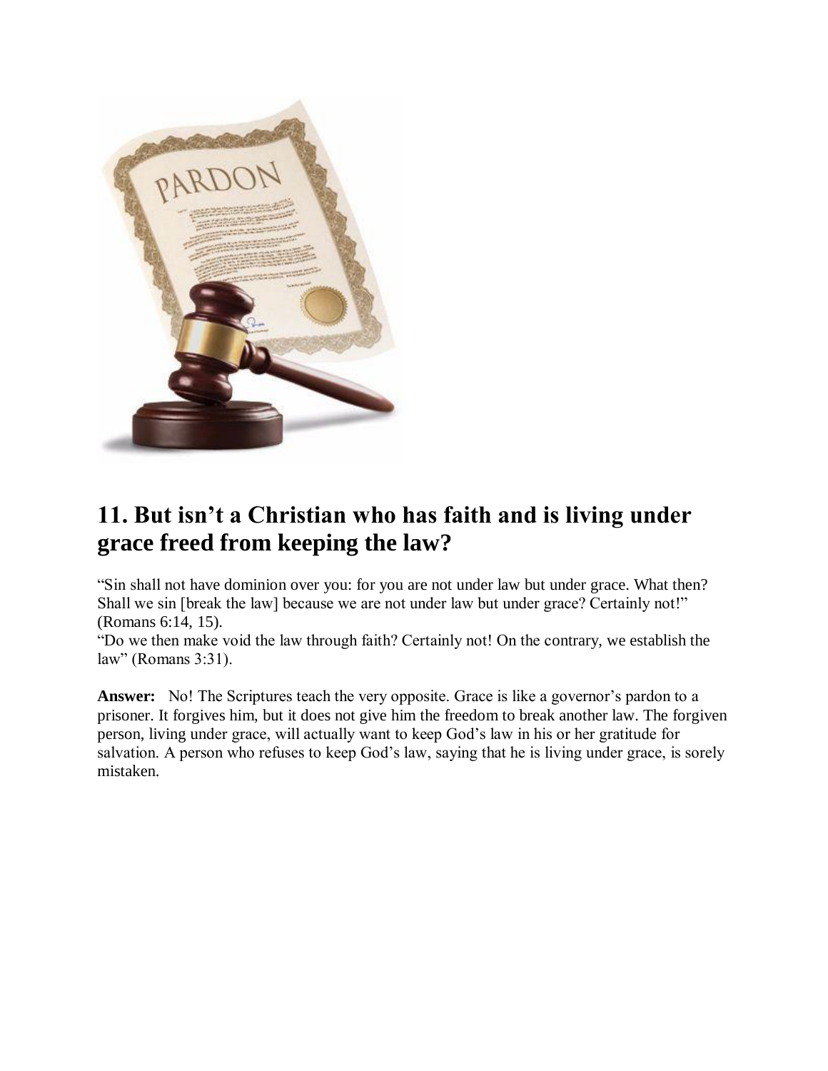## 11. But isn't a Christian who has faith and is living under grace freed from keeping the law?

"Sin shall not have dominion over you: for you are not under law but under grace. What then? Shall we sin [break the law] because we are not under law but under grace? Certainly not!" (Romans 6:14, 15).
"Do we then make void the law through faith? Certainly not! On the contrary, we establish the law" (Romans 3:31).

**Answer:** No! The Scriptures teach the very opposite. Grace is like a governor's pardon to a prisoner. It forgives him, but it does not give him the freedom to break another law. The forgiven person, living under grace, will actually want to keep God's law in his or her gratitude for salvation. A person who refuses to keep God's law, saying that he is living under grace, is sorely mistaken.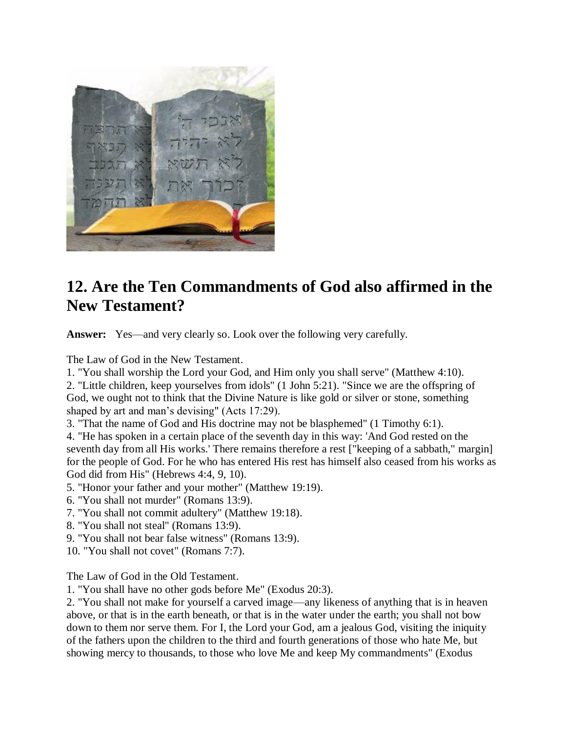## 12. Are the Ten Commandments of God also affirmed in the New Testament?

**Answer:** Yes—and very clearly so. Look over the following very carefully.

The Law of God in the New Testament.

1. "You shall worship the Lord your God, and Him only you shall serve" (Matthew 4:10).
2. "Little children, keep yourselves from idols" (1 John 5:21). "Since we are the offspring of God, we ought not to think that the Divine Nature is like gold or silver or stone, something shaped by art and man's devising" (Acts 17:29).
3. "That the name of God and His doctrine may not be blasphemed" (1 Timothy 6:1).
4. "He has spoken in a certain place of the seventh day in this way: 'And God rested on the seventh day from all His works.' There remains therefore a rest ["keeping of a sabbath," margin] for the people of God. For he who has entered His rest has himself also ceased from his works as God did from His" (Hebrews 4:4, 9, 10).
5. "Honor your father and your mother" (Matthew 19:19).
6. "You shall not murder" (Romans 13:9).
7. "You shall not commit adultery" (Matthew 19:18).
8. "You shall not steal" (Romans 13:9).
9. "You shall not bear false witness" (Romans 13:9).
10. "You shall not covet" (Romans 7:7).

The Law of God in the Old Testament.

1. "You shall have no other gods before Me" (Exodus 20:3).
2. "You shall not make for yourself a carved image—any likeness of anything that is in heaven above, or that is in the earth beneath, or that is in the water under the earth; you shall not bow down to them nor serve them. For I, the Lord your God, am a jealous God, visiting the iniquity of the fathers upon the children to the third and fourth generations of those who hate Me, but showing mercy to thousands, to those who love Me and keep My commandments" (Exodus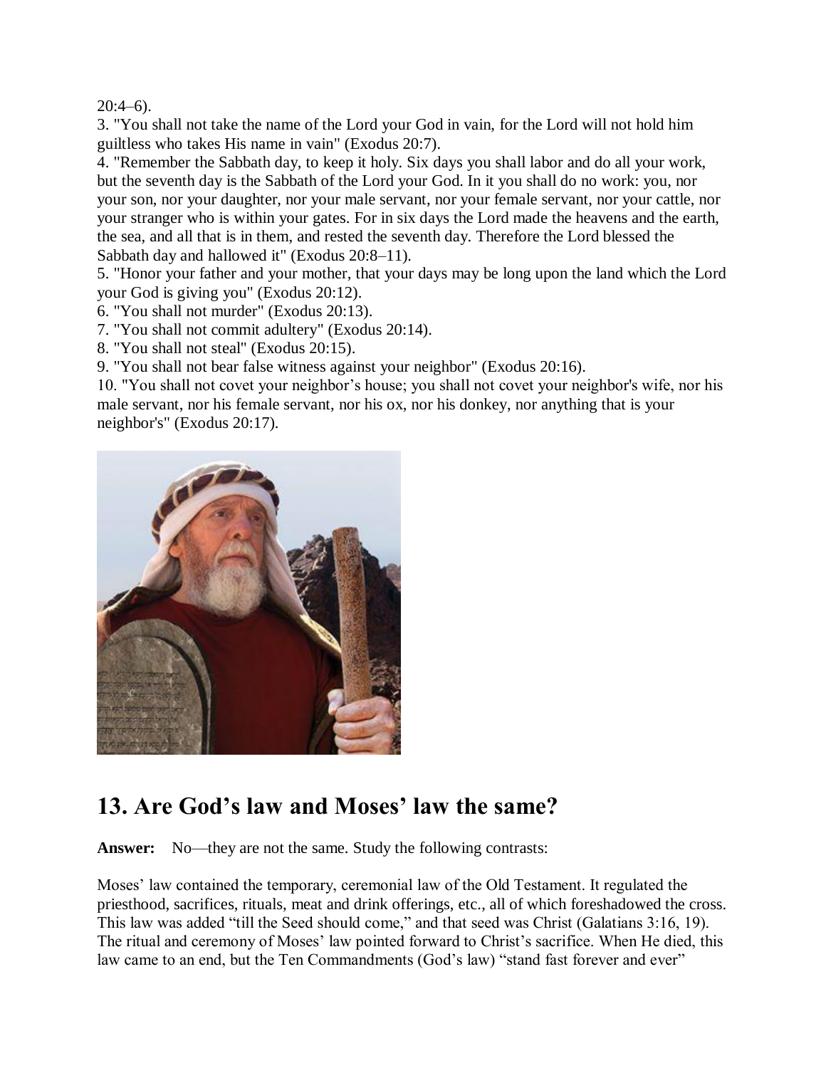20:4–6).

3. "You shall not take the name of the Lord your God in vain, for the Lord will not hold him guiltless who takes His name in vain" (Exodus 20:7).

4. "Remember the Sabbath day, to keep it holy. Six days you shall labor and do all your work, but the seventh day is the Sabbath of the Lord your God. In it you shall do no work: you, nor your son, nor your daughter, nor your male servant, nor your female servant, nor your cattle, nor your stranger who is within your gates. For in six days the Lord made the heavens and the earth, the sea, and all that is in them, and rested the seventh day. Therefore the Lord blessed the Sabbath day and hallowed it" (Exodus 20:8–11).

5. "Honor your father and your mother, that your days may be long upon the land which the Lord your God is giving you" (Exodus 20:12).

6. "You shall not murder" (Exodus 20:13).

7. "You shall not commit adultery" (Exodus 20:14).

8. "You shall not steal" (Exodus 20:15).

9. "You shall not bear false witness against your neighbor" (Exodus 20:16).

10. "You shall not covet your neighbor's house; you shall not covet your neighbor's wife, nor his male servant, nor his female servant, nor his ox, nor his donkey, nor anything that is your neighbor's" (Exodus 20:17).

## 13. Are God's law and Moses' law the same?

**Answer:** No—they are not the same. Study the following contrasts:

Moses' law contained the temporary, ceremonial law of the Old Testament. It regulated the priesthood, sacrifices, rituals, meat and drink offerings, etc., all of which foreshadowed the cross. This law was added "till the Seed should come," and that seed was Christ (Galatians 3:16, 19). The ritual and ceremony of Moses' law pointed forward to Christ's sacrifice. When He died, this law came to an end, but the Ten Commandments (God's law) "stand fast forever and ever"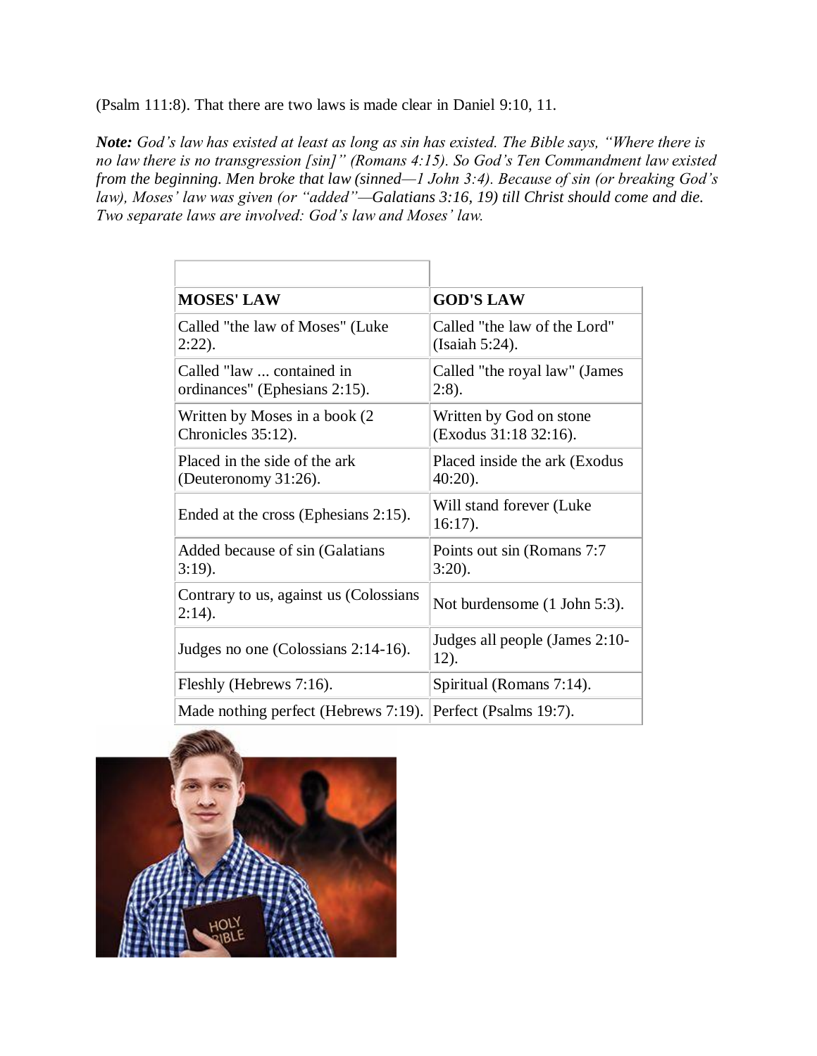(Psalm 111:8). That there are two laws is made clear in Daniel 9:10, 11.

***Note:*** *God's law has existed at least as long as sin has existed. The Bible says, "Where there is no law there is no transgression [sin]" (Romans 4:15). So God's Ten Commandment law existed from the beginning. Men broke that law (sinned—1 John 3:4). Because of sin (or breaking God's law), Moses' law was given (or "added"—Galatians 3:16, 19) till Christ should come and die. Two separate laws are involved: God's law and Moses' law.*

| **MOSES' LAW** | **GOD'S LAW** |
|---|---|
| Called "the law of Moses" (Luke 2:22). | Called "the law of the Lord" (Isaiah 5:24). |
| Called "law ... contained in ordinances" (Ephesians 2:15). | Called "the royal law" (James 2:8). |
| Written by Moses in a book (2 Chronicles 35:12). | Written by God on stone (Exodus 31:18 32:16). |
| Placed in the side of the ark (Deuteronomy 31:26). | Placed inside the ark (Exodus 40:20). |
| Ended at the cross (Ephesians 2:15). | Will stand forever (Luke 16:17). |
| Added because of sin (Galatians 3:19). | Points out sin (Romans 7:7 3:20). |
| Contrary to us, against us (Colossians 2:14). | Not burdensome (1 John 5:3). |
| Judges no one (Colossians 2:14-16). | Judges all people (James 2:10-12). |
| Fleshly (Hebrews 7:16). | Spiritual (Romans 7:14). |
| Made nothing perfect (Hebrews 7:19). | Perfect (Psalms 19:7). |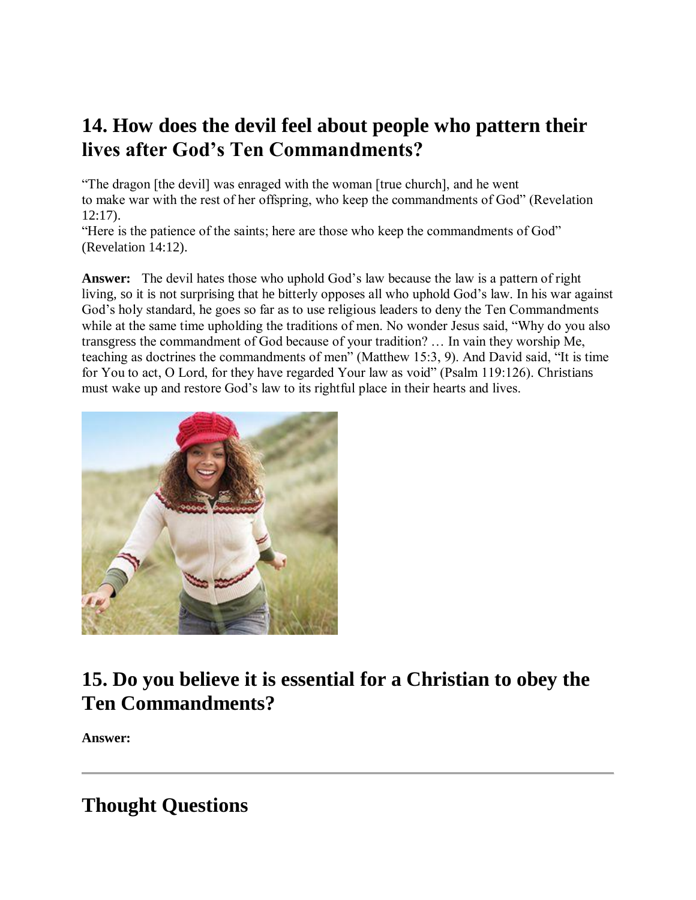## 14. How does the devil feel about people who pattern their lives after God's Ten Commandments?

"The dragon [the devil] was enraged with the woman [true church], and he went to make war with the rest of her offspring, who keep the commandments of God" (Revelation 12:17).
"Here is the patience of the saints; here are those who keep the commandments of God" (Revelation 14:12).

**Answer:** The devil hates those who uphold God's law because the law is a pattern of right living, so it is not surprising that he bitterly opposes all who uphold God's law. In his war against God's holy standard, he goes so far as to use religious leaders to deny the Ten Commandments while at the same time upholding the traditions of men. No wonder Jesus said, "Why do you also transgress the commandment of God because of your tradition? … In vain they worship Me, teaching as doctrines the commandments of men" (Matthew 15:3, 9). And David said, "It is time for You to act, O Lord, for they have regarded Your law as void" (Psalm 119:126). Christians must wake up and restore God's law to its rightful place in their hearts and lives.

## 15. Do you believe it is essential for a Christian to obey the Ten Commandments?

**Answer:**

---

## Thought Questions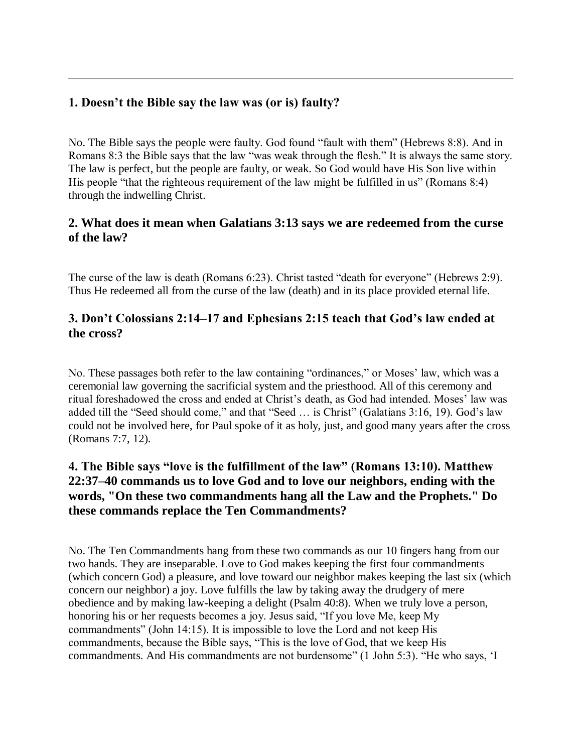---

### 1. Doesn't the Bible say the law was (or is) faulty?

No. The Bible says the people were faulty. God found "fault with them" (Hebrews 8:8). And in Romans 8:3 the Bible says that the law "was weak through the flesh." It is always the same story. The law is perfect, but the people are faulty, or weak. So God would have His Son live within His people "that the righteous requirement of the law might be fulfilled in us" (Romans 8:4) through the indwelling Christ.

### 2. What does it mean when Galatians 3:13 says we are redeemed from the curse of the law?

The curse of the law is death (Romans 6:23). Christ tasted "death for everyone" (Hebrews 2:9). Thus He redeemed all from the curse of the law (death) and in its place provided eternal life.

### 3. Don't Colossians 2:14–17 and Ephesians 2:15 teach that God's law ended at the cross?

No. These passages both refer to the law containing "ordinances," or Moses' law, which was a ceremonial law governing the sacrificial system and the priesthood. All of this ceremony and ritual foreshadowed the cross and ended at Christ's death, as God had intended. Moses' law was added till the "Seed should come," and that "Seed … is Christ" (Galatians 3:16, 19). God's law could not be involved here, for Paul spoke of it as holy, just, and good many years after the cross (Romans 7:7, 12).

### 4. The Bible says "love is the fulfillment of the law" (Romans 13:10). Matthew 22:37–40 commands us to love God and to love our neighbors, ending with the words, "On these two commandments hang all the Law and the Prophets." Do these commands replace the Ten Commandments?

No. The Ten Commandments hang from these two commands as our 10 fingers hang from our two hands. They are inseparable. Love to God makes keeping the first four commandments (which concern God) a pleasure, and love toward our neighbor makes keeping the last six (which concern our neighbor) a joy. Love fulfills the law by taking away the drudgery of mere obedience and by making law-keeping a delight (Psalm 40:8). When we truly love a person, honoring his or her requests becomes a joy. Jesus said, "If you love Me, keep My commandments" (John 14:15). It is impossible to love the Lord and not keep His commandments, because the Bible says, "This is the love of God, that we keep His commandments. And His commandments are not burdensome" (1 John 5:3). "He who says, 'I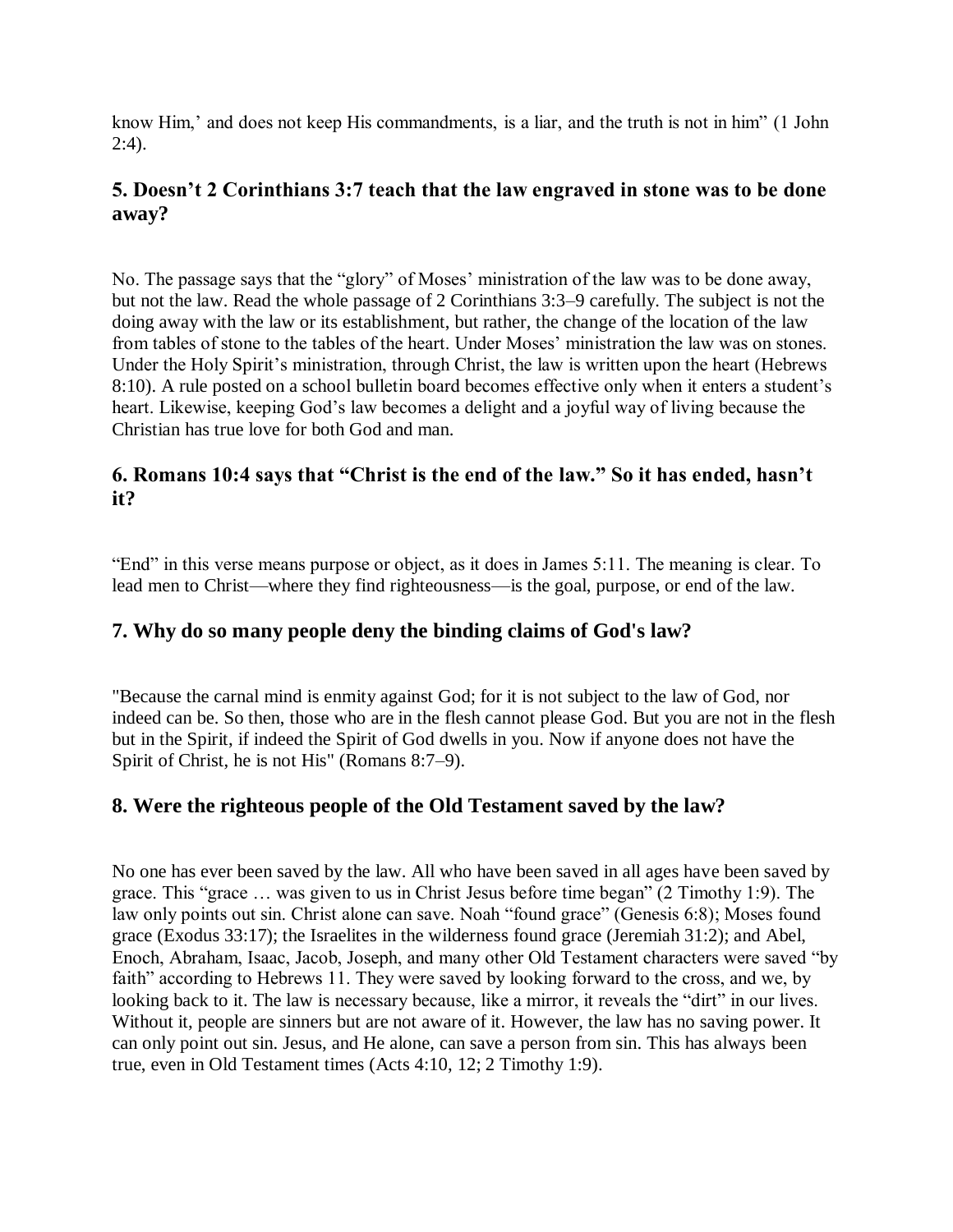know Him,' and does not keep His commandments, is a liar, and the truth is not in him" (1 John 2:4).

### 5. Doesn't 2 Corinthians 3:7 teach that the law engraved in stone was to be done away?

No. The passage says that the "glory" of Moses' ministration of the law was to be done away, but not the law. Read the whole passage of 2 Corinthians 3:3–9 carefully. The subject is not the doing away with the law or its establishment, but rather, the change of the location of the law from tables of stone to the tables of the heart. Under Moses' ministration the law was on stones. Under the Holy Spirit's ministration, through Christ, the law is written upon the heart (Hebrews 8:10). A rule posted on a school bulletin board becomes effective only when it enters a student's heart. Likewise, keeping God's law becomes a delight and a joyful way of living because the Christian has true love for both God and man.

### 6. Romans 10:4 says that "Christ is the end of the law." So it has ended, hasn't it?

"End" in this verse means purpose or object, as it does in James 5:11. The meaning is clear. To lead men to Christ—where they find righteousness—is the goal, purpose, or end of the law.

### 7. Why do so many people deny the binding claims of God's law?

"Because the carnal mind is enmity against God; for it is not subject to the law of God, nor indeed can be. So then, those who are in the flesh cannot please God. But you are not in the flesh but in the Spirit, if indeed the Spirit of God dwells in you. Now if anyone does not have the Spirit of Christ, he is not His" (Romans 8:7–9).

### 8. Were the righteous people of the Old Testament saved by the law?

No one has ever been saved by the law. All who have been saved in all ages have been saved by grace. This "grace … was given to us in Christ Jesus before time began" (2 Timothy 1:9). The law only points out sin. Christ alone can save. Noah "found grace" (Genesis 6:8); Moses found grace (Exodus 33:17); the Israelites in the wilderness found grace (Jeremiah 31:2); and Abel, Enoch, Abraham, Isaac, Jacob, Joseph, and many other Old Testament characters were saved "by faith" according to Hebrews 11. They were saved by looking forward to the cross, and we, by looking back to it. The law is necessary because, like a mirror, it reveals the "dirt" in our lives. Without it, people are sinners but are not aware of it. However, the law has no saving power. It can only point out sin. Jesus, and He alone, can save a person from sin. This has always been true, even in Old Testament times (Acts 4:10, 12; 2 Timothy 1:9).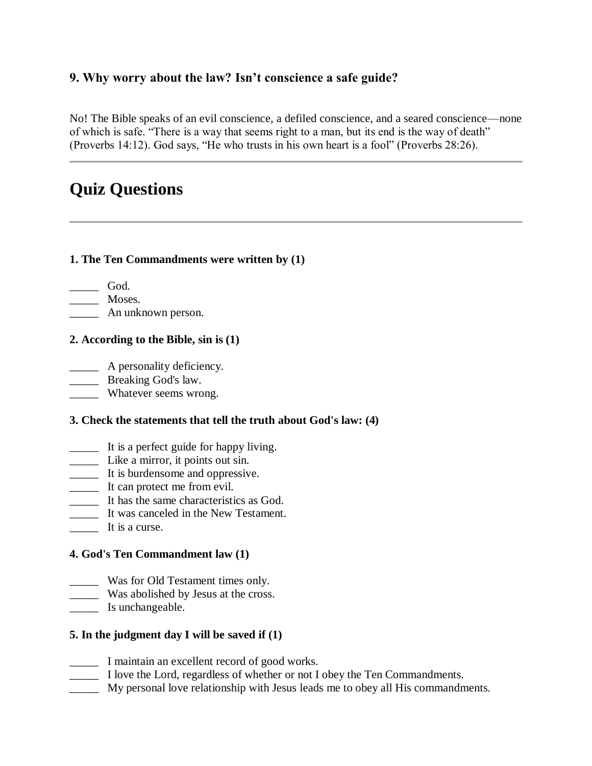### 9. Why worry about the law? Isn't conscience a safe guide?

No! The Bible speaks of an evil conscience, a defiled conscience, and a seared conscience—none of which is safe. "There is a way that seems right to a man, but its end is the way of death" (Proverbs 14:12). God says, "He who trusts in his own heart is a fool" (Proverbs 28:26).

---

## Quiz Questions

---

**1. The Ten Commandments were written by (1)**

_____ God.
_____ Moses.
_____ An unknown person.

**2. According to the Bible, sin is (1)**

_____ A personality deficiency.
_____ Breaking God's law.
_____ Whatever seems wrong.

**3. Check the statements that tell the truth about God's law: (4)**

_____ It is a perfect guide for happy living.
_____ Like a mirror, it points out sin.
_____ It is burdensome and oppressive.
_____ It can protect me from evil.
_____ It has the same characteristics as God.
_____ It was canceled in the New Testament.
_____ It is a curse.

**4. God's Ten Commandment law (1)**

_____ Was for Old Testament times only.
_____ Was abolished by Jesus at the cross.
_____ Is unchangeable.

**5. In the judgment day I will be saved if (1)**

_____ I maintain an excellent record of good works.
_____ I love the Lord, regardless of whether or not I obey the Ten Commandments.
_____ My personal love relationship with Jesus leads me to obey all His commandments.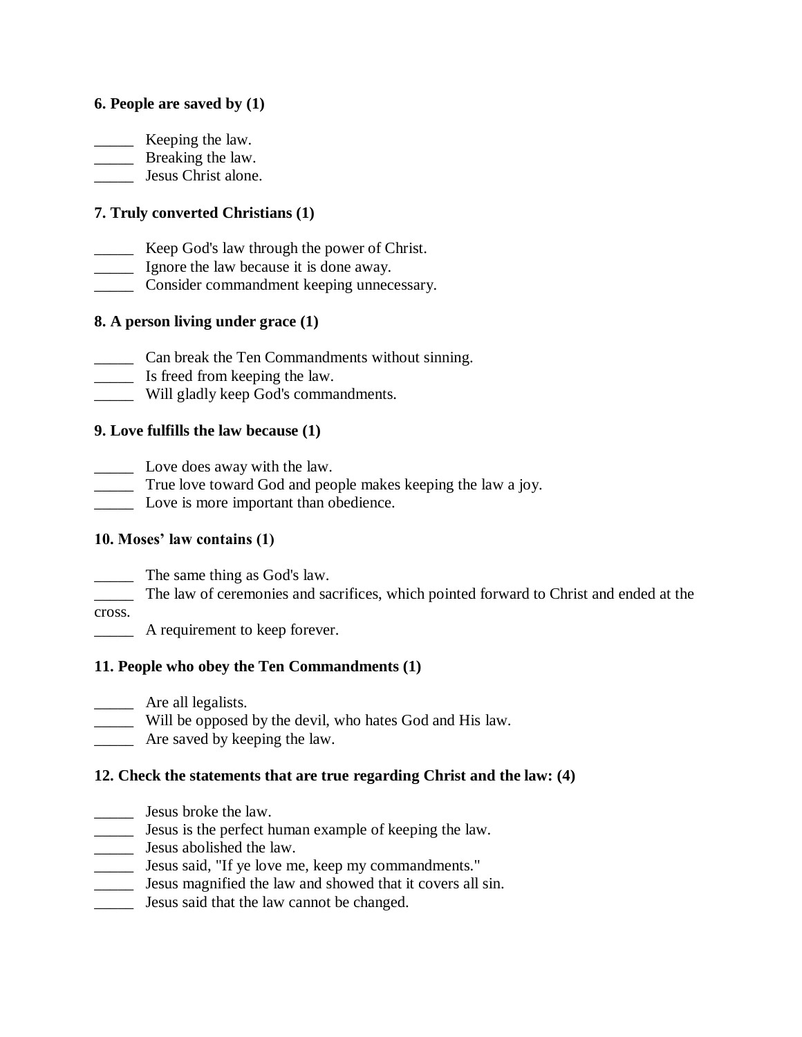**6. People are saved by (1)**

_____ Keeping the law.
_____ Breaking the law.
_____ Jesus Christ alone.

**7. Truly converted Christians (1)**

_____ Keep God's law through the power of Christ.
_____ Ignore the law because it is done away.
_____ Consider commandment keeping unnecessary.

**8. A person living under grace (1)**

_____ Can break the Ten Commandments without sinning.
_____ Is freed from keeping the law.
_____ Will gladly keep God's commandments.

**9. Love fulfills the law because (1)**

_____ Love does away with the law.
_____ True love toward God and people makes keeping the law a joy.
_____ Love is more important than obedience.

**10. Moses' law contains (1)**

_____ The same thing as God's law.
_____ The law of ceremonies and sacrifices, which pointed forward to Christ and ended at the cross.
_____ A requirement to keep forever.

**11. People who obey the Ten Commandments (1)**

_____ Are all legalists.
_____ Will be opposed by the devil, who hates God and His law.
_____ Are saved by keeping the law.

**12. Check the statements that are true regarding Christ and the law: (4)**

_____ Jesus broke the law.
_____ Jesus is the perfect human example of keeping the law.
_____ Jesus abolished the law.
_____ Jesus said, "If ye love me, keep my commandments."
_____ Jesus magnified the law and showed that it covers all sin.
_____ Jesus said that the law cannot be changed.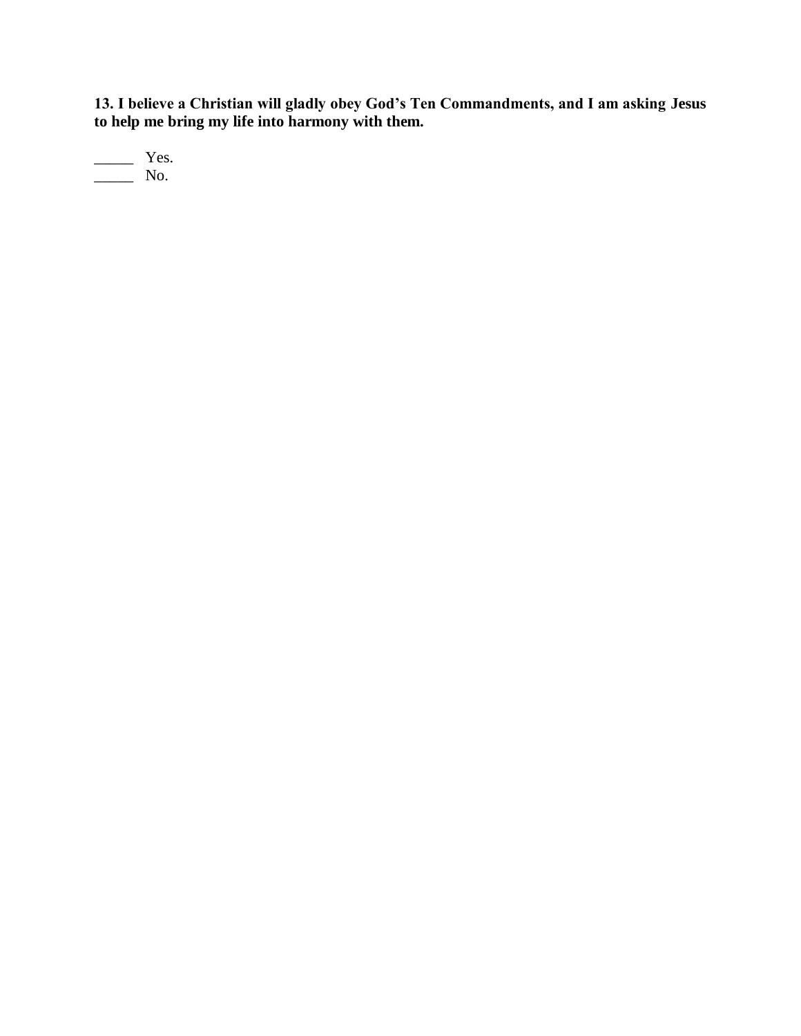**13. I believe a Christian will gladly obey God's Ten Commandments, and I am asking Jesus to help me bring my life into harmony with them.**

_____ Yes.
_____ No.